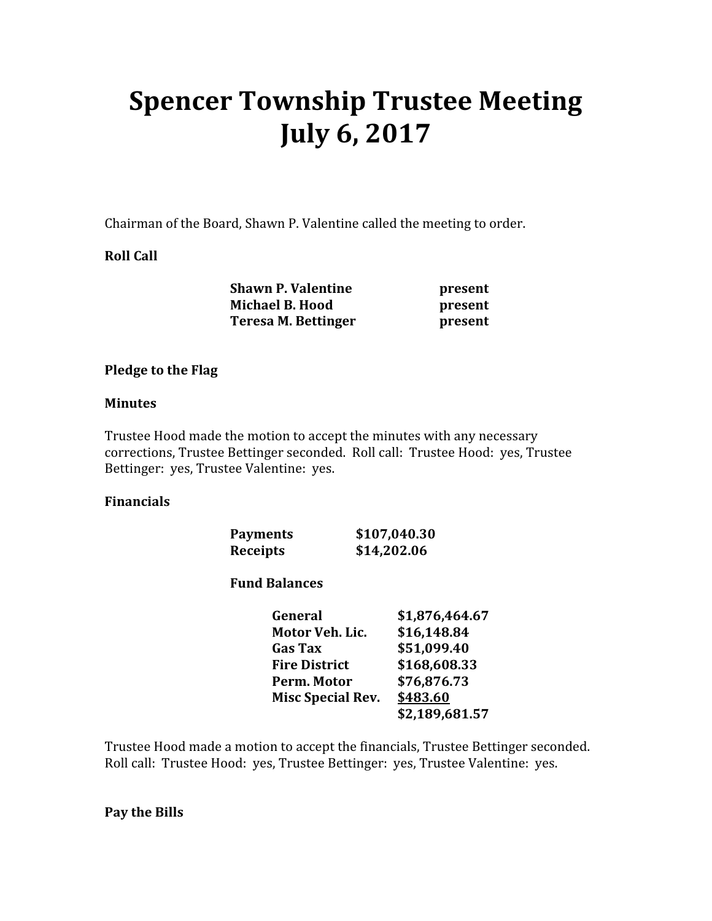# Spencer Township Trustee Meeting
# July 6, 2017

Chairman of the Board, Shawn P. Valentine called the meeting to order.

**Roll Call**

| | |
|---|---|
| **Shawn P. Valentine** | **present** |
| **Michael B. Hood** | **present** |
| **Teresa M. Bettinger** | **present** |

**Pledge to the Flag**

**Minutes**

Trustee Hood made the motion to accept the minutes with any necessary corrections, Trustee Bettinger seconded. Roll call: Trustee Hood: yes, Trustee Bettinger: yes, Trustee Valentine: yes.

**Financials**

| | |
|---|---|
| **Payments** | **$107,040.30** |
| **Receipts** | **$14,202.06** |

**Fund Balances**

| | |
|---|---|
| **General** | **$1,876,464.67** |
| **Motor Veh. Lic.** | **$16,148.84** |
| **Gas Tax** | **$51,099.40** |
| **Fire District** | **$168,608.33** |
| **Perm. Motor** | **$76,876.73** |
| **Misc Special Rev.** | **$483.60** |
| | **$2,189,681.57** |

Trustee Hood made a motion to accept the financials, Trustee Bettinger seconded. Roll call: Trustee Hood: yes, Trustee Bettinger: yes, Trustee Valentine: yes.

**Pay the Bills**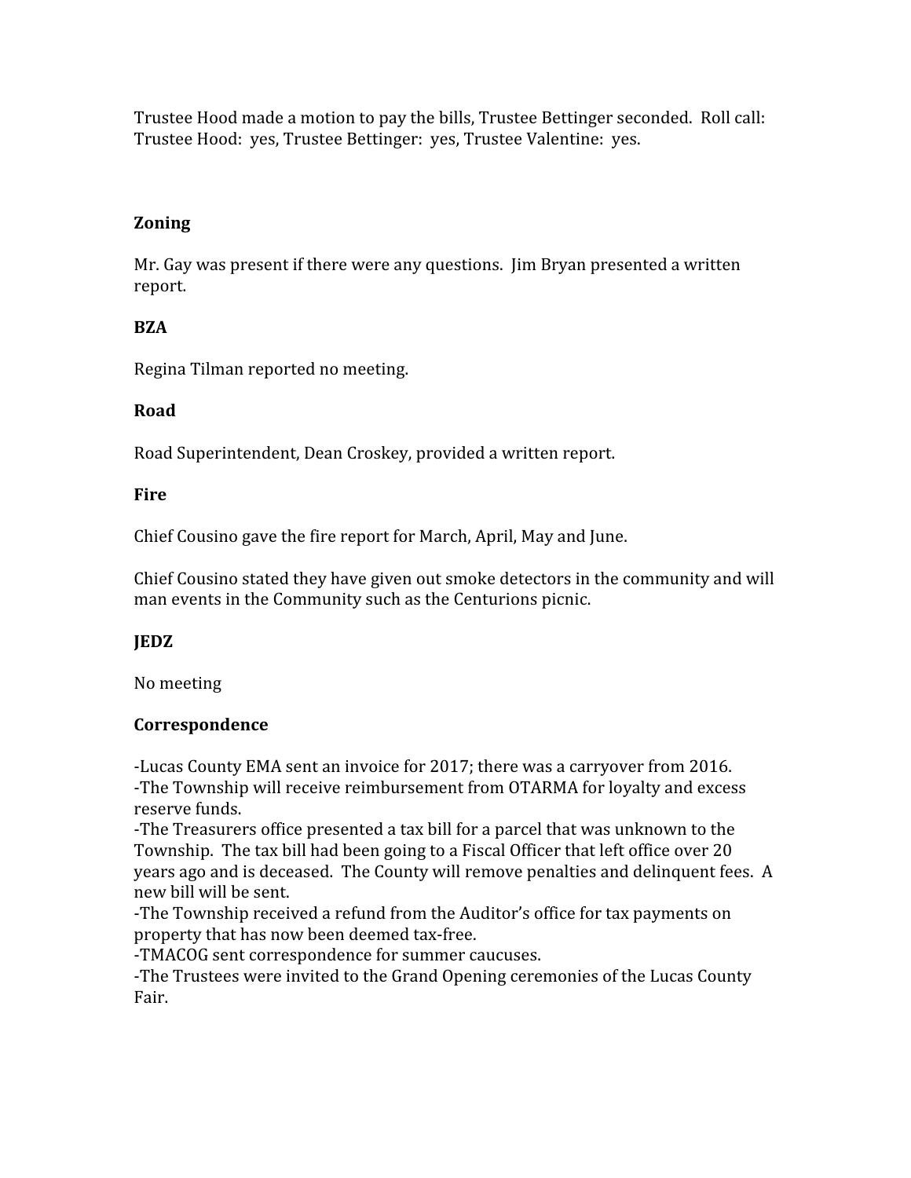Trustee Hood made a motion to pay the bills, Trustee Bettinger seconded. Roll call: Trustee Hood: yes, Trustee Bettinger: yes, Trustee Valentine: yes.

**Zoning**

Mr. Gay was present if there were any questions. Jim Bryan presented a written report.

**BZA**

Regina Tilman reported no meeting.

**Road**

Road Superintendent, Dean Croskey, provided a written report.

**Fire**

Chief Cousino gave the fire report for March, April, May and June.

Chief Cousino stated they have given out smoke detectors in the community and will man events in the Community such as the Centurions picnic.

**JEDZ**

No meeting

**Correspondence**

-Lucas County EMA sent an invoice for 2017; there was a carryover from 2016.
-The Township will receive reimbursement from OTARMA for loyalty and excess reserve funds.
-The Treasurers office presented a tax bill for a parcel that was unknown to the Township. The tax bill had been going to a Fiscal Officer that left office over 20 years ago and is deceased. The County will remove penalties and delinquent fees. A new bill will be sent.
-The Township received a refund from the Auditor's office for tax payments on property that has now been deemed tax-free.
-TMACOG sent correspondence for summer caucuses.
-The Trustees were invited to the Grand Opening ceremonies of the Lucas County Fair.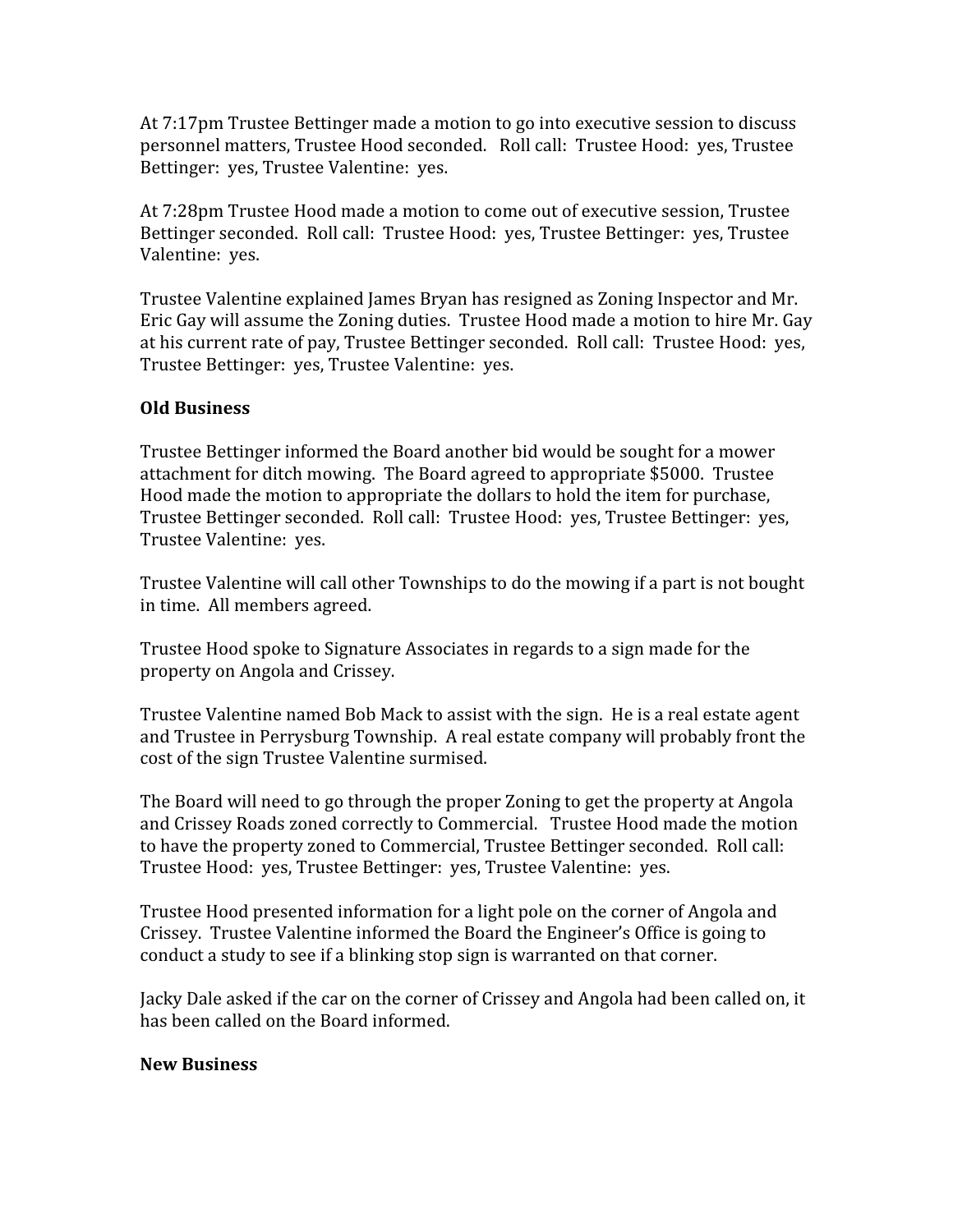At 7:17pm Trustee Bettinger made a motion to go into executive session to discuss personnel matters, Trustee Hood seconded. Roll call: Trustee Hood: yes, Trustee Bettinger: yes, Trustee Valentine: yes.

At 7:28pm Trustee Hood made a motion to come out of executive session, Trustee Bettinger seconded. Roll call: Trustee Hood: yes, Trustee Bettinger: yes, Trustee Valentine: yes.

Trustee Valentine explained James Bryan has resigned as Zoning Inspector and Mr. Eric Gay will assume the Zoning duties. Trustee Hood made a motion to hire Mr. Gay at his current rate of pay, Trustee Bettinger seconded. Roll call: Trustee Hood: yes, Trustee Bettinger: yes, Trustee Valentine: yes.

**Old Business**

Trustee Bettinger informed the Board another bid would be sought for a mower attachment for ditch mowing. The Board agreed to appropriate $5000. Trustee Hood made the motion to appropriate the dollars to hold the item for purchase, Trustee Bettinger seconded. Roll call: Trustee Hood: yes, Trustee Bettinger: yes, Trustee Valentine: yes.

Trustee Valentine will call other Townships to do the mowing if a part is not bought in time. All members agreed.

Trustee Hood spoke to Signature Associates in regards to a sign made for the property on Angola and Crissey.

Trustee Valentine named Bob Mack to assist with the sign. He is a real estate agent and Trustee in Perrysburg Township. A real estate company will probably front the cost of the sign Trustee Valentine surmised.

The Board will need to go through the proper Zoning to get the property at Angola and Crissey Roads zoned correctly to Commercial. Trustee Hood made the motion to have the property zoned to Commercial, Trustee Bettinger seconded. Roll call: Trustee Hood: yes, Trustee Bettinger: yes, Trustee Valentine: yes.

Trustee Hood presented information for a light pole on the corner of Angola and Crissey. Trustee Valentine informed the Board the Engineer's Office is going to conduct a study to see if a blinking stop sign is warranted on that corner.

Jacky Dale asked if the car on the corner of Crissey and Angola had been called on, it has been called on the Board informed.

**New Business**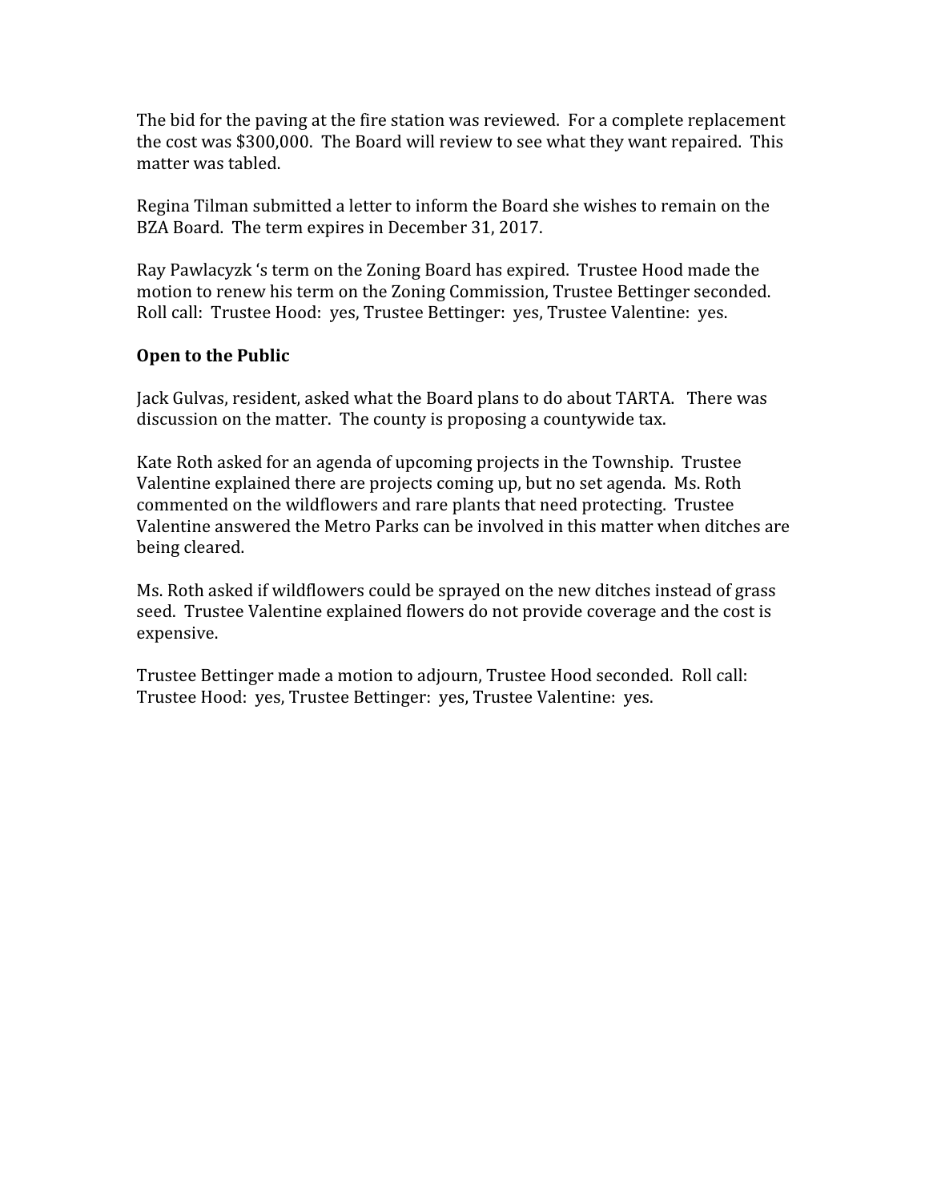The bid for the paving at the fire station was reviewed. For a complete replacement the cost was $300,000. The Board will review to see what they want repaired. This matter was tabled.

Regina Tilman submitted a letter to inform the Board she wishes to remain on the BZA Board. The term expires in December 31, 2017.

Ray Pawlacyzk 's term on the Zoning Board has expired. Trustee Hood made the motion to renew his term on the Zoning Commission, Trustee Bettinger seconded. Roll call: Trustee Hood: yes, Trustee Bettinger: yes, Trustee Valentine: yes.

**Open to the Public**

Jack Gulvas, resident, asked what the Board plans to do about TARTA. There was discussion on the matter. The county is proposing a countywide tax.

Kate Roth asked for an agenda of upcoming projects in the Township. Trustee Valentine explained there are projects coming up, but no set agenda. Ms. Roth commented on the wildflowers and rare plants that need protecting. Trustee Valentine answered the Metro Parks can be involved in this matter when ditches are being cleared.

Ms. Roth asked if wildflowers could be sprayed on the new ditches instead of grass seed. Trustee Valentine explained flowers do not provide coverage and the cost is expensive.

Trustee Bettinger made a motion to adjourn, Trustee Hood seconded. Roll call: Trustee Hood: yes, Trustee Bettinger: yes, Trustee Valentine: yes.